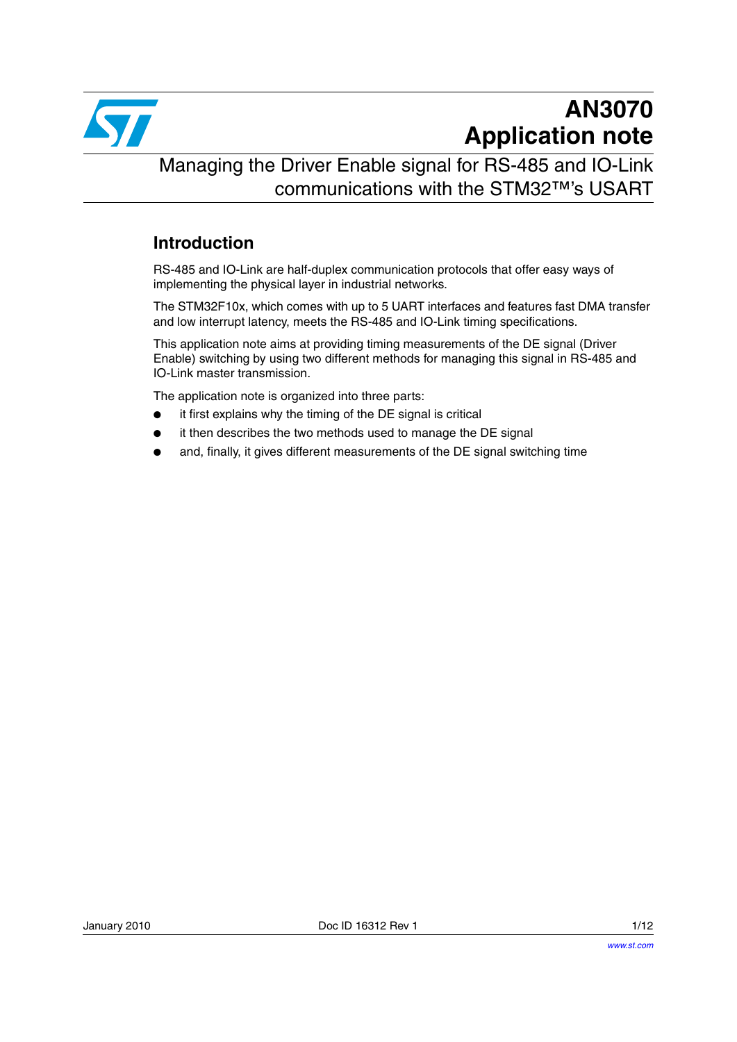# AN3070
# Application note

## Managing the Driver Enable signal for RS-485 and IO-Link communications with the STM32™'s USART

### Introduction

RS-485 and IO-Link are half-duplex communication protocols that offer easy ways of implementing the physical layer in industrial networks.

The STM32F10x, which comes with up to 5 UART interfaces and features fast DMA transfer and low interrupt latency, meets the RS-485 and IO-Link timing specifications.

This application note aims at providing timing measurements of the DE signal (Driver Enable) switching by using two different methods for managing this signal in RS-485 and IO-Link master transmission.

The application note is organized into three parts:

- it first explains why the timing of the DE signal is critical
- it then describes the two methods used to manage the DE signal
- and, finally, it gives different measurements of the DE signal switching time

January 2010 Doc ID 16312 Rev 1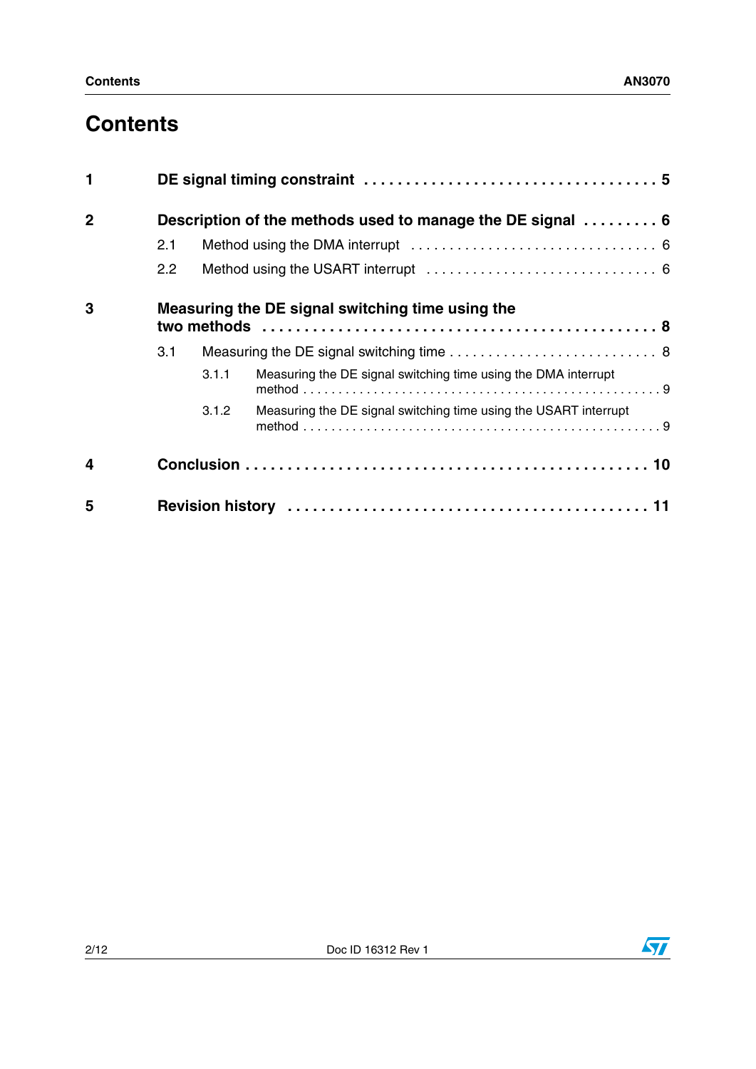# Contents

**1 DE signal timing constraint** . . . . . . . . . . . . . . . . . . . . . . . . . . . . . . . . . . **5**

**2 Description of the methods used to manage the DE signal** . . . . . . . . . **6**

- 2.1 Method using the DMA interrupt . . . . . . . . . . . . . . . . . . . . . . . . . . . . . . . 6
- 2.2 Method using the USART interrupt . . . . . . . . . . . . . . . . . . . . . . . . . . . . . 6

**3 Measuring the DE signal switching time using the two methods** . . . . . . . . . . . . . . . . . . . . . . . . . . . . . . . . . . . . . . . . . . . . . **8**

- 3.1 Measuring the DE signal switching time . . . . . . . . . . . . . . . . . . . . . . . . . . . 8
  - 3.1.1 Measuring the DE signal switching time using the DMA interrupt method . . . . . . . . . . . . . . . . . . . . . . . . . . . . . . . . . . . . . . . . . . . . . . . . . 9
  - 3.1.2 Measuring the DE signal switching time using the USART interrupt method . . . . . . . . . . . . . . . . . . . . . . . . . . . . . . . . . . . . . . . . . . . . . . . . . 9

**4 Conclusion** . . . . . . . . . . . . . . . . . . . . . . . . . . . . . . . . . . . . . . . . . . . . . . **10**

**5 Revision history** . . . . . . . . . . . . . . . . . . . . . . . . . . . . . . . . . . . . . . . . . **11**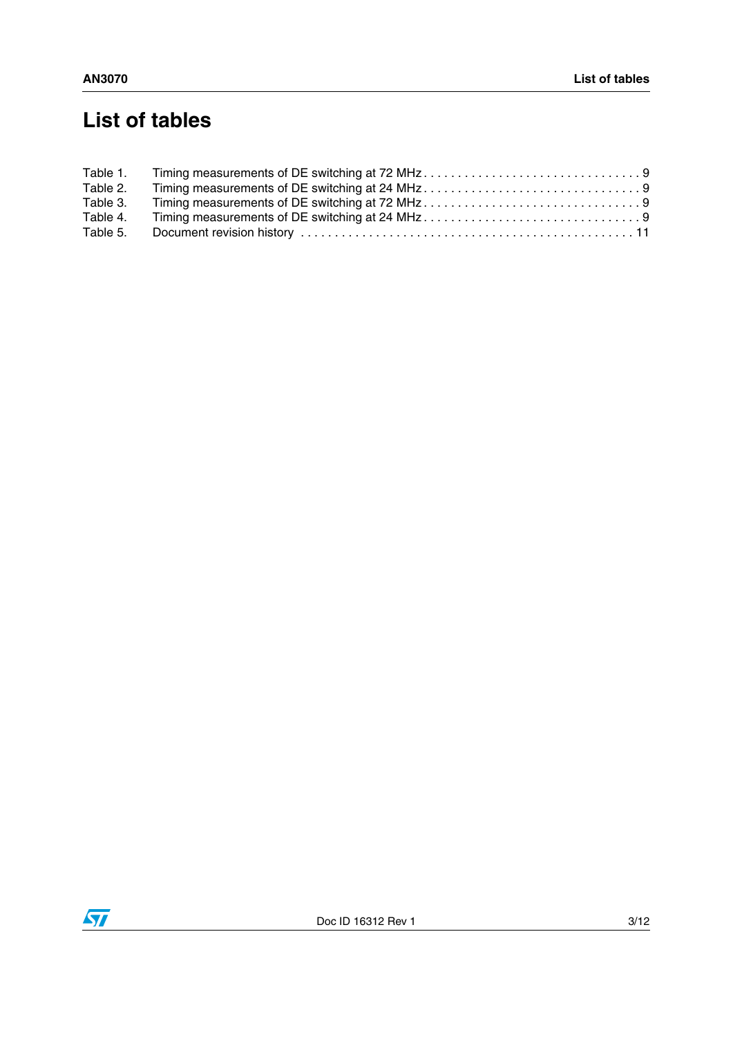# List of tables

Table 1. Timing measurements of DE switching at 72 MHz . . . . . . . . . . . . . . . . . . . . . . . . . . . . . . . . 9
Table 2. Timing measurements of DE switching at 24 MHz . . . . . . . . . . . . . . . . . . . . . . . . . . . . . . . . 9
Table 3. Timing measurements of DE switching at 72 MHz . . . . . . . . . . . . . . . . . . . . . . . . . . . . . . . . 9
Table 4. Timing measurements of DE switching at 24 MHz . . . . . . . . . . . . . . . . . . . . . . . . . . . . . . . . 9
Table 5. Document revision history . . . . . . . . . . . . . . . . . . . . . . . . . . . . . . . . . . . . . . . . . . . . . . . . 11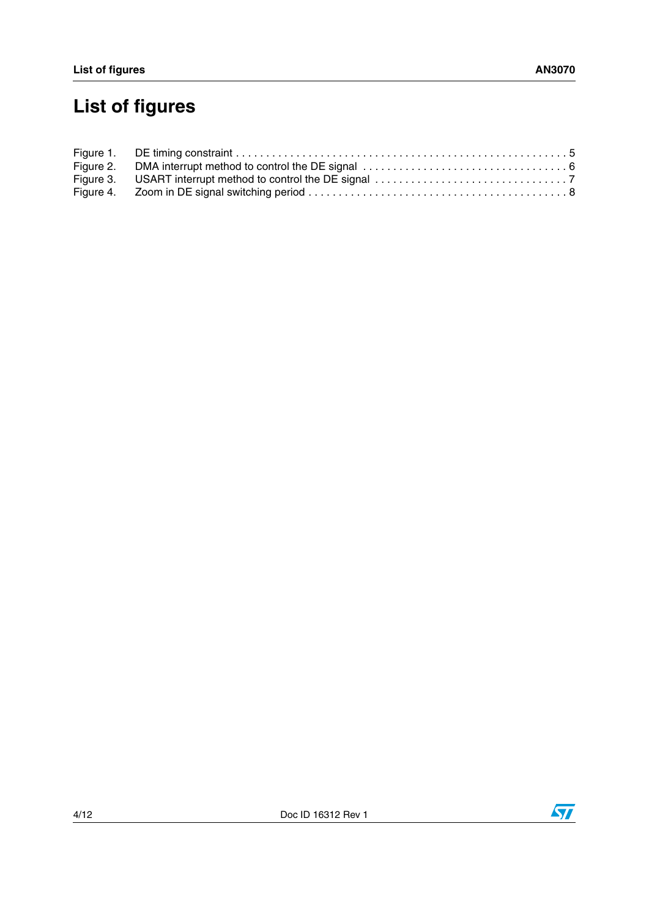# List of figures

Figure 1. DE timing constraint . . . . . . . . . . . . . . . . . . . . . . . . . . . . . . . . . . . . . . . . . . . . . . . . . . . . . 5
Figure 2. DMA interrupt method to control the DE signal . . . . . . . . . . . . . . . . . . . . . . . . . . . . . . . . . 6
Figure 3. USART interrupt method to control the DE signal . . . . . . . . . . . . . . . . . . . . . . . . . . . . . . . 7
Figure 4. Zoom in DE signal switching period . . . . . . . . . . . . . . . . . . . . . . . . . . . . . . . . . . . . . . . . . 8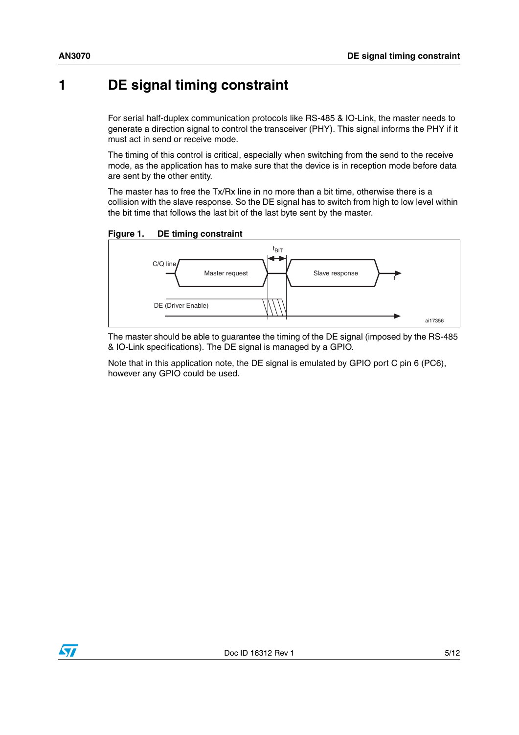// 1 DE signal timing constraint

For serial half-duplex communication protocols like RS-485 & IO-Link, the master needs to generate a direction signal to control the transceiver (PHY). This signal informs the PHY if it must act in send or receive mode.

The timing of this control is critical, especially when switching from the send to the receive mode, as the application has to make sure that the device is in reception mode before data are sent by the other entity.

The master has to free the Tx/Rx line in no more than a bit time, otherwise there is a collision with the slave response. So the DE signal has to switch from high to low level within the bit time that follows the last bit of the last byte sent by the master.

**Figure 1. DE timing constraint**

The master should be able to guarantee the timing of the DE signal (imposed by the RS-485 & IO-Link specifications). The DE signal is managed by a GPIO.

Note that in this application note, the DE signal is emulated by GPIO port C pin 6 (PC6), however any GPIO could be used.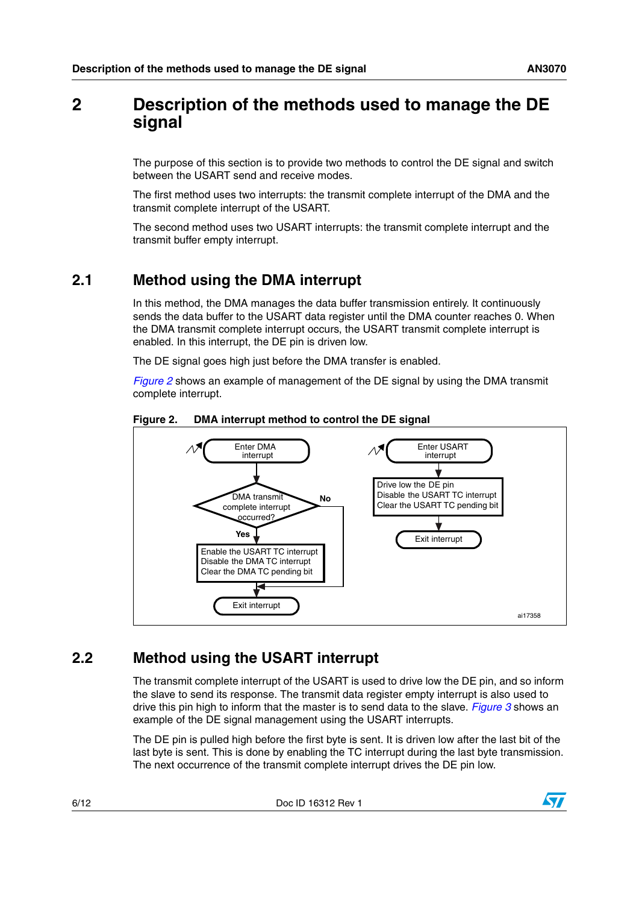# 2 Description of the methods used to manage the DE signal

The purpose of this section is to provide two methods to control the DE signal and switch between the USART send and receive modes.

The first method uses two interrupts: the transmit complete interrupt of the DMA and the transmit complete interrupt of the USART.

The second method uses two USART interrupts: the transmit complete interrupt and the transmit buffer empty interrupt.

## 2.1 Method using the DMA interrupt

In this method, the DMA manages the data buffer transmission entirely. It continuously sends the data buffer to the USART data register until the DMA counter reaches 0. When the DMA transmit complete interrupt occurs, the USART transmit complete interrupt is enabled. In this interrupt, the DE pin is driven low.

The DE signal goes high just before the DMA transfer is enabled.

*Figure 2* shows an example of management of the DE signal by using the DMA transmit complete interrupt.

**Figure 2. DMA interrupt method to control the DE signal**

Enter DMA interrupt

DMA transmit complete interrupt occurred?

No

Yes

Enable the USART TC interrupt
Disable the DMA TC interrupt
Clear the DMA TC pending bit

Exit interrupt

Enter USART interrupt

Drive low the DE pin
Disable the USART TC interrupt
Clear the USART TC pending bit

Exit interrupt

ai17358

## 2.2 Method using the USART interrupt

The transmit complete interrupt of the USART is used to drive low the DE pin, and so inform the slave to send its response. The transmit data register empty interrupt is also used to drive this pin high to inform that the master is to send data to the slave. *Figure 3* shows an example of the DE signal management using the USART interrupts.

The DE pin is pulled high before the first byte is sent. It is driven low after the last bit of the last byte is sent. This is done by enabling the TC interrupt during the last byte transmission. The next occurrence of the transmit complete interrupt drives the DE pin low.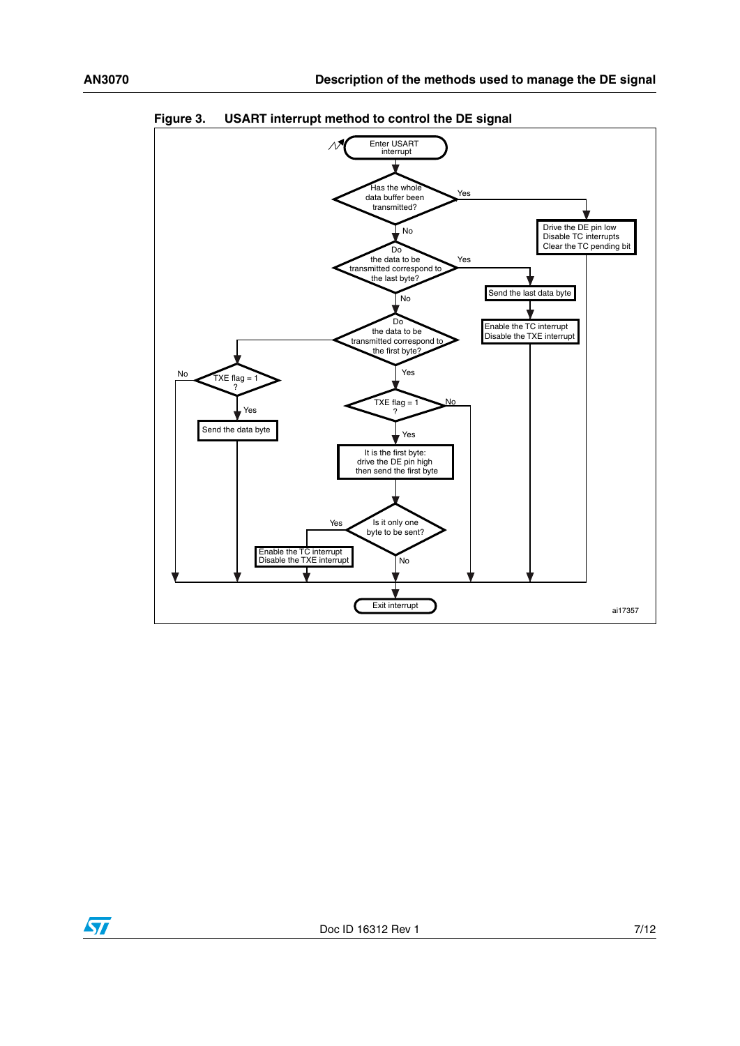Figure 3. USART interrupt method to control the DE signal

- Enter USART interrupt
- Has the whole data buffer been transmitted?
  - Yes: Drive the DE pin low / Disable TC interrupts / Clear the TC pending bit → Exit interrupt
  - No: Do the data to be transmitted correspond to the last byte?
    - Yes: Send the last data byte → Enable the TC interrupt / Disable the TXE interrupt → Exit interrupt
    - No: Do the data to be transmitted correspond to the first byte?
      - Yes: TXE flag = 1 ?
        - No → Exit interrupt
        - Yes: It is the first byte: drive the DE pin high then send the first byte → Is it only one byte to be sent?
          - Yes: Enable the TC interrupt / Disable the TXE interrupt → Exit interrupt
          - No → Exit interrupt
      - No: TXE flag = 1 ?
        - No → Exit interrupt
        - Yes: Send the data byte → Exit interrupt

ai17357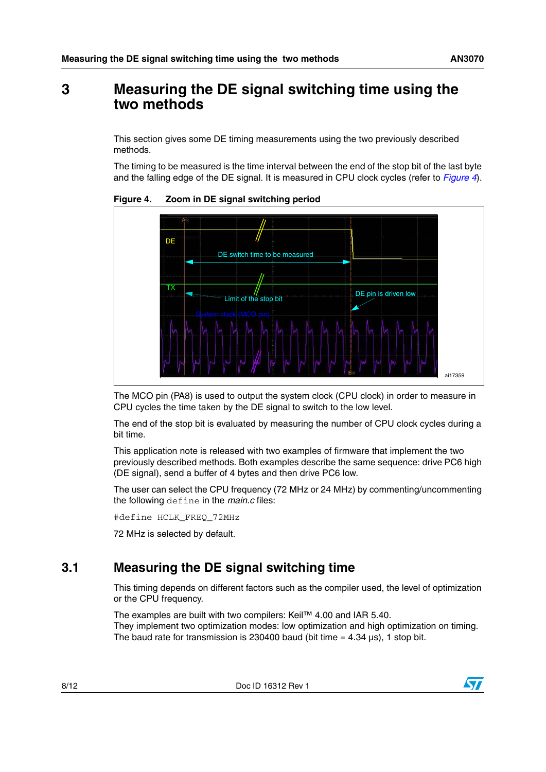# 3 Measuring the DE signal switching time using the two methods

This section gives some DE timing measurements using the two previously described methods.

The timing to be measured is the time interval between the end of the stop bit of the last byte and the falling edge of the DE signal. It is measured in CPU clock cycles (refer to *Figure 4*).

**Figure 4. Zoom in DE signal switching period**

The MCO pin (PA8) is used to output the system clock (CPU clock) in order to measure in CPU cycles the time taken by the DE signal to switch to the low level.

The end of the stop bit is evaluated by measuring the number of CPU clock cycles during a bit time.

This application note is released with two examples of firmware that implement the two previously described methods. Both examples describe the same sequence: drive PC6 high (DE signal), send a buffer of 4 bytes and then drive PC6 low.

The user can select the CPU frequency (72 MHz or 24 MHz) by commenting/uncommenting the following `define` in the *main.c* files:

```
#define HCLK_FREQ_72MHz
```

72 MHz is selected by default.

## 3.1 Measuring the DE signal switching time

This timing depends on different factors such as the compiler used, the level of optimization or the CPU frequency.

The examples are built with two compilers: Keil™ 4.00 and IAR 5.40.
They implement two optimization modes: low optimization and high optimization on timing.
The baud rate for transmission is 230400 baud (bit time = 4.34 µs), 1 stop bit.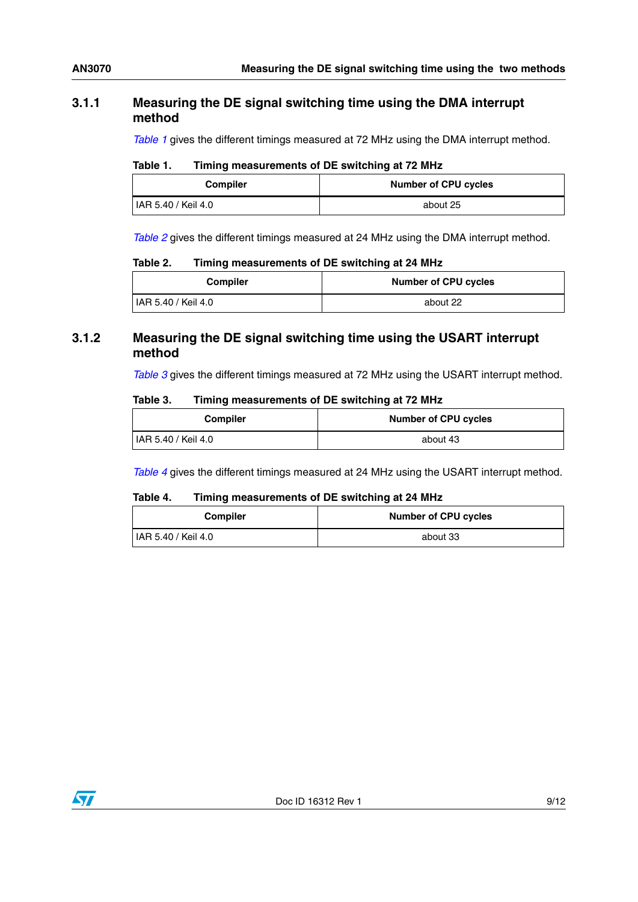### 3.1.1 Measuring the DE signal switching time using the DMA interrupt method

*Table 1* gives the different timings measured at 72 MHz using the DMA interrupt method.

**Table 1. Timing measurements of DE switching at 72 MHz**

| Compiler | Number of CPU cycles |
|---|---|
| IAR 5.40 / Keil 4.0 | about 25 |

*Table 2* gives the different timings measured at 24 MHz using the DMA interrupt method.

**Table 2. Timing measurements of DE switching at 24 MHz**

| Compiler | Number of CPU cycles |
|---|---|
| IAR 5.40 / Keil 4.0 | about 22 |

### 3.1.2 Measuring the DE signal switching time using the USART interrupt method

*Table 3* gives the different timings measured at 72 MHz using the USART interrupt method.

**Table 3. Timing measurements of DE switching at 72 MHz**

| Compiler | Number of CPU cycles |
|---|---|
| IAR 5.40 / Keil 4.0 | about 43 |

*Table 4* gives the different timings measured at 24 MHz using the USART interrupt method.

**Table 4. Timing measurements of DE switching at 24 MHz**

| Compiler | Number of CPU cycles |
|---|---|
| IAR 5.40 / Keil 4.0 | about 33 |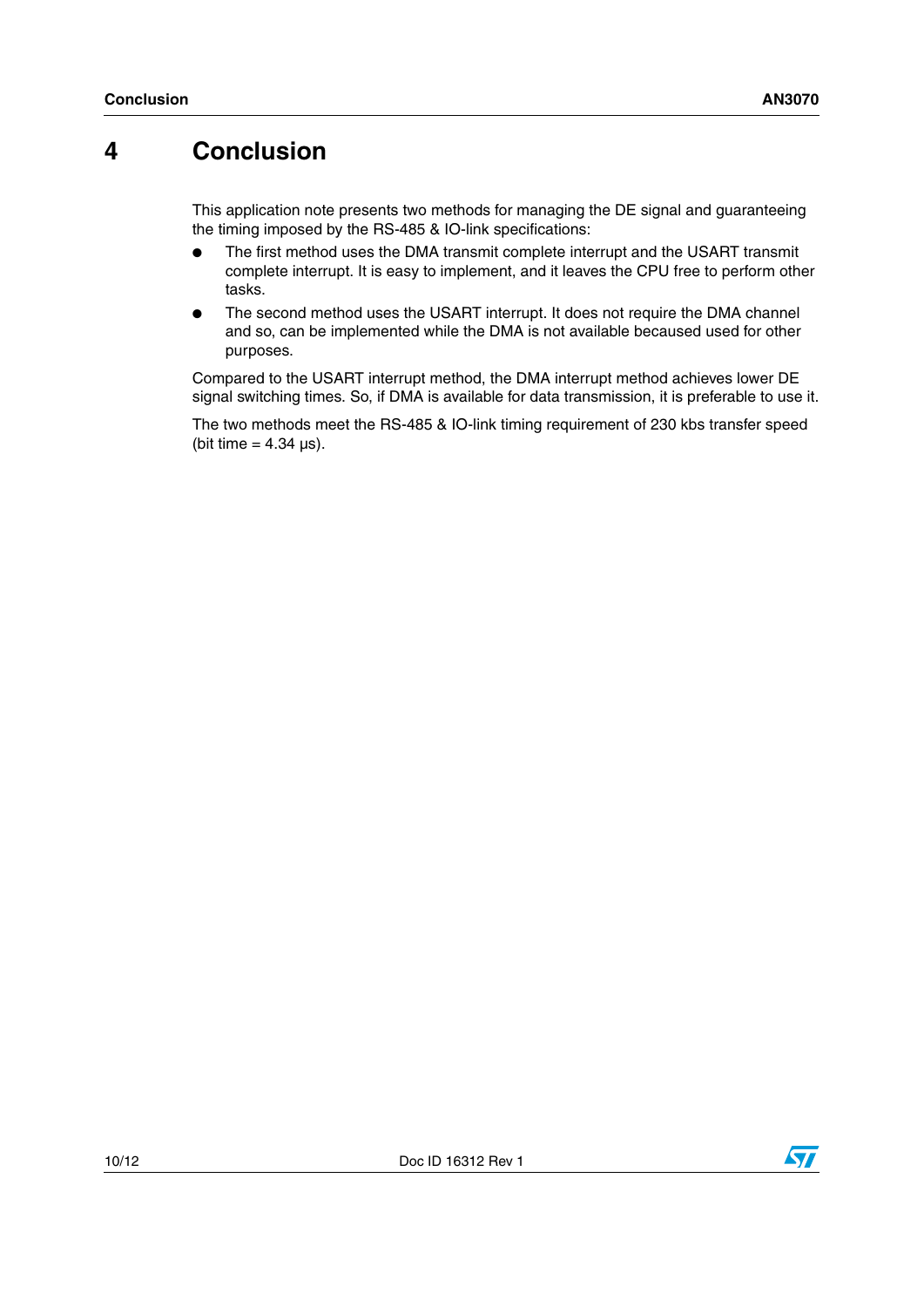# 4 Conclusion

This application note presents two methods for managing the DE signal and guaranteeing the timing imposed by the RS-485 & IO-link specifications:

- The first method uses the DMA transmit complete interrupt and the USART transmit complete interrupt. It is easy to implement, and it leaves the CPU free to perform other tasks.
- The second method uses the USART interrupt. It does not require the DMA channel and so, can be implemented while the DMA is not available becaused used for other purposes.

Compared to the USART interrupt method, the DMA interrupt method achieves lower DE signal switching times. So, if DMA is available for data transmission, it is preferable to use it.

The two methods meet the RS-485 & IO-link timing requirement of 230 kbs transfer speed (bit time = 4.34 µs).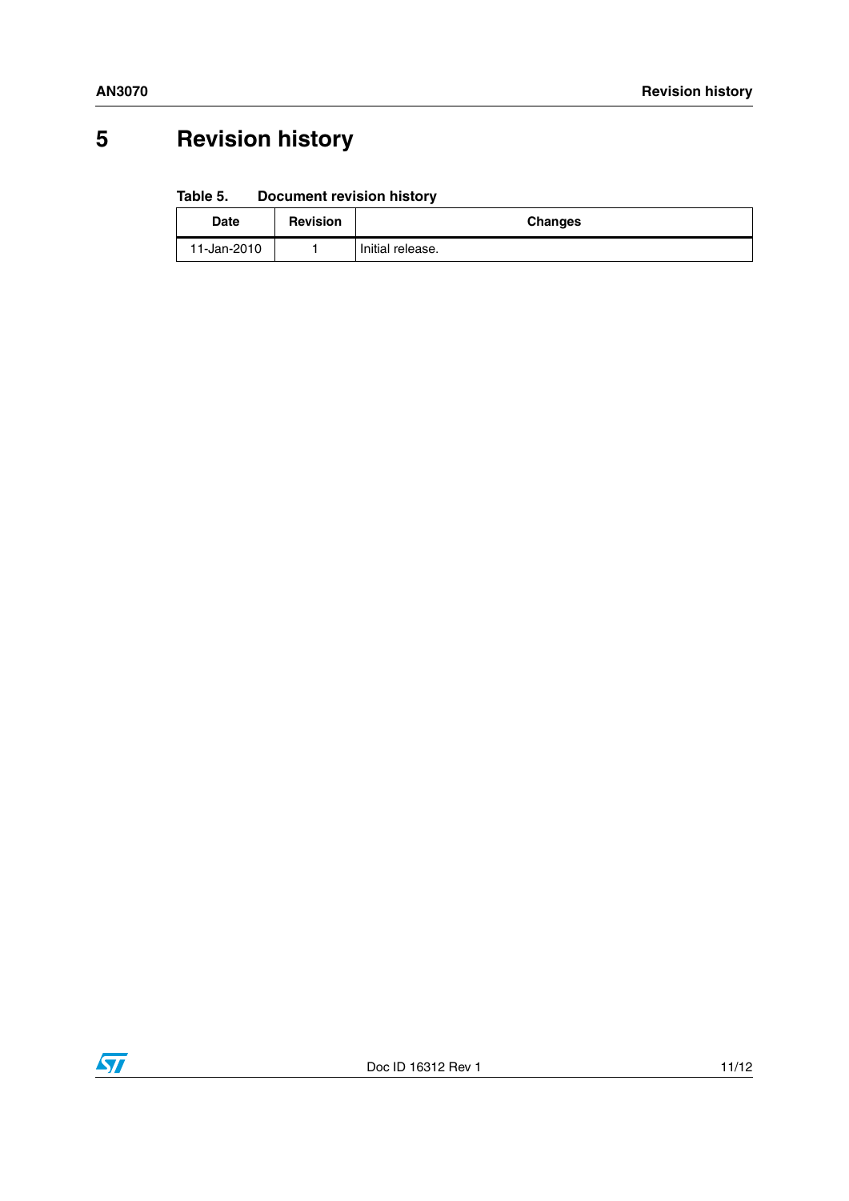# 5 Revision history

**Table 5. Document revision history**

| Date | Revision | Changes |
|---|---|---|
| 11-Jan-2010 | 1 | Initial release. |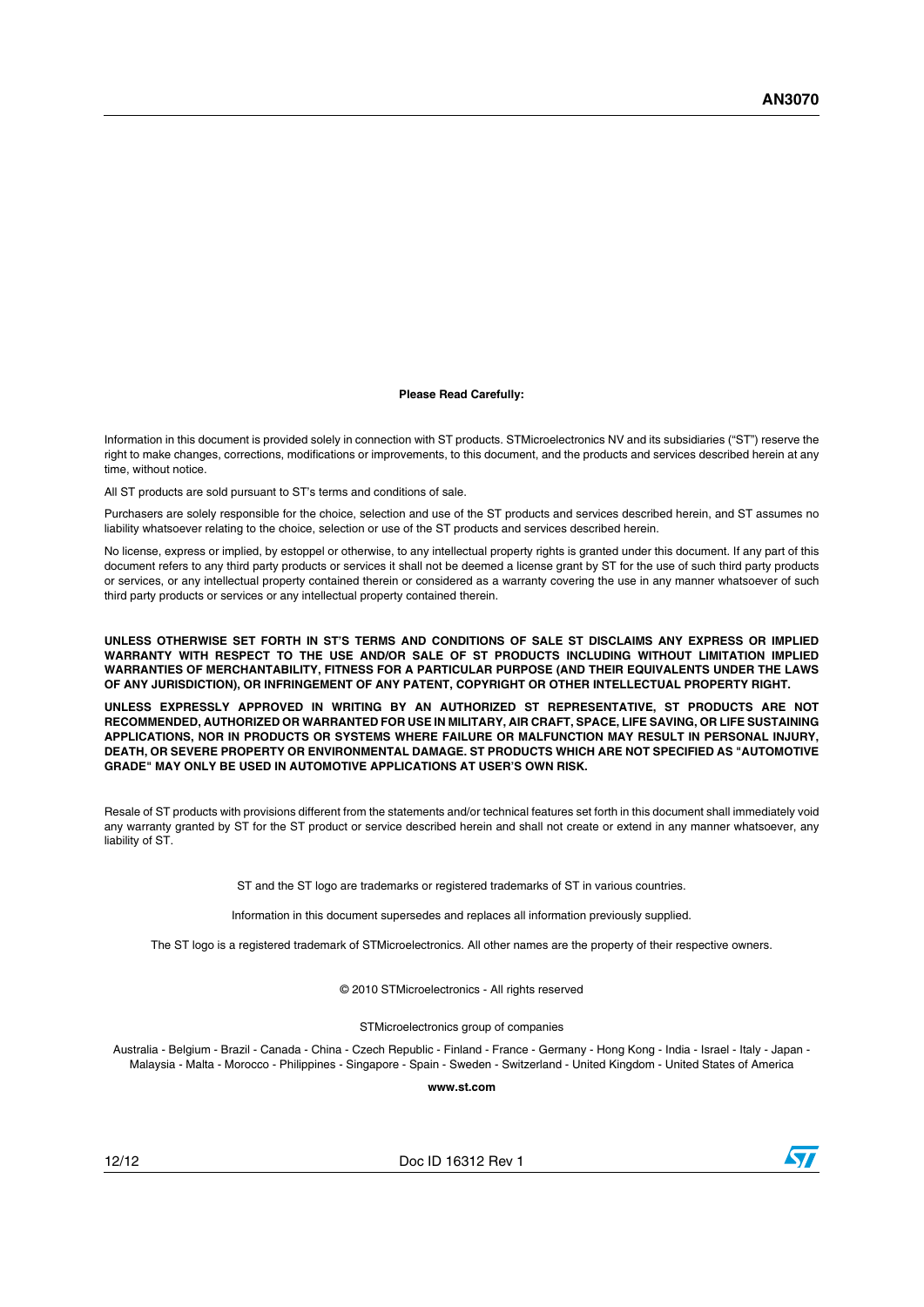**Please Read Carefully:**

Information in this document is provided solely in connection with ST products. STMicroelectronics NV and its subsidiaries ("ST") reserve the right to make changes, corrections, modifications or improvements, to this document, and the products and services described herein at any time, without notice.

All ST products are sold pursuant to ST's terms and conditions of sale.

Purchasers are solely responsible for the choice, selection and use of the ST products and services described herein, and ST assumes no liability whatsoever relating to the choice, selection or use of the ST products and services described herein.

No license, express or implied, by estoppel or otherwise, to any intellectual property rights is granted under this document. If any part of this document refers to any third party products or services it shall not be deemed a license grant by ST for the use of such third party products or services, or any intellectual property contained therein or considered as a warranty covering the use in any manner whatsoever of such third party products or services or any intellectual property contained therein.

**UNLESS OTHERWISE SET FORTH IN ST'S TERMS AND CONDITIONS OF SALE ST DISCLAIMS ANY EXPRESS OR IMPLIED WARRANTY WITH RESPECT TO THE USE AND/OR SALE OF ST PRODUCTS INCLUDING WITHOUT LIMITATION IMPLIED WARRANTIES OF MERCHANTABILITY, FITNESS FOR A PARTICULAR PURPOSE (AND THEIR EQUIVALENTS UNDER THE LAWS OF ANY JURISDICTION), OR INFRINGEMENT OF ANY PATENT, COPYRIGHT OR OTHER INTELLECTUAL PROPERTY RIGHT.**

**UNLESS EXPRESSLY APPROVED IN WRITING BY AN AUTHORIZED ST REPRESENTATIVE, ST PRODUCTS ARE NOT RECOMMENDED, AUTHORIZED OR WARRANTED FOR USE IN MILITARY, AIR CRAFT, SPACE, LIFE SAVING, OR LIFE SUSTAINING APPLICATIONS, NOR IN PRODUCTS OR SYSTEMS WHERE FAILURE OR MALFUNCTION MAY RESULT IN PERSONAL INJURY, DEATH, OR SEVERE PROPERTY OR ENVIRONMENTAL DAMAGE. ST PRODUCTS WHICH ARE NOT SPECIFIED AS "AUTOMOTIVE GRADE" MAY ONLY BE USED IN AUTOMOTIVE APPLICATIONS AT USER'S OWN RISK.**

Resale of ST products with provisions different from the statements and/or technical features set forth in this document shall immediately void any warranty granted by ST for the ST product or service described herein and shall not create or extend in any manner whatsoever, any liability of ST.

ST and the ST logo are trademarks or registered trademarks of ST in various countries.

Information in this document supersedes and replaces all information previously supplied.

The ST logo is a registered trademark of STMicroelectronics. All other names are the property of their respective owners.

© 2010 STMicroelectronics - All rights reserved

STMicroelectronics group of companies

Australia - Belgium - Brazil - Canada - China - Czech Republic - Finland - France - Germany - Hong Kong - India - Israel - Italy - Japan - Malaysia - Malta - Morocco - Philippines - Singapore - Spain - Sweden - Switzerland - United Kingdom - United States of America

**www.st.com**